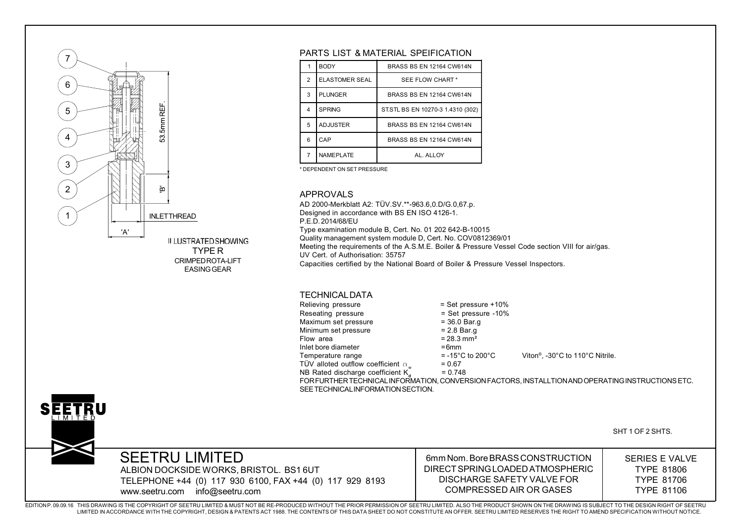7
6
5
4
3
2
1

53.5mm REF.

'B'

INLET THREAD

'A'

ILLUSTRATED SHOWING
TYPE R
CRIMPED ROTA-LIFT
EASING GEAR

## PARTS LIST & MATERIAL SPEIFICATION

| | | |
|---|---|---|
| 1 | BODY | BRASS BS EN 12164 CW614N |
| 2 | ELASTOMER SEAL | SEE FLOW CHART * |
| 3 | PLUNGER | BRASS BS EN 12164 CW614N |
| 4 | SPRING | ST.STL BS EN 10270-3 1.4310 (302) |
| 5 | ADJUSTER | BRASS BS EN 12164 CW614N |
| 6 | CAP | BRASS BS EN 12164 CW614N |
| 7 | NAMEPLATE | AL. ALLOY |

* DEPENDENT ON SET PRESSURE

## APPROVALS

AD 2000-Merkblatt A2: TÜV.SV.**-963.6,0.D/G.0,67.p.
Designed in accordance with BS EN ISO 4126-1.
P.E.D. 2014/68/EU
Type examination module B, Cert. No. 01 202 642-B-10015
Quality management system module D, Cert. No. COV0812369/01
Meeting the requirements of the A.S.M.E. Boiler & Pressure Vessel Code section VIII for air/gas.
UV Cert. of Authorisation: 35757
Capacities certified by the National Board of Boiler & Pressure Vessel Inspectors.

## TECHNICAL DATA

| | |
|---|---|
| Relieving pressure | = Set pressure +10% |
| Reseating pressure | = Set pressure -10% |
| Maximum set pressure | = 36.0 Bar.g |
| Minimum set pressure | = 2.8 Bar.g |
| Flow area | = 28.3 mm² |
| Inlet bore diameter | = 6mm |
| Temperature range | = -15°C to 200°C Viton®, -30°C to 110°C Nitrile. |
| TÜV alloted outflow coefficient $\alpha_w$ | = 0.67 |
| NB Rated discharge coefficient $K_d$ | = 0.748 |

FOR FURTHER TECHNICAL INFORMATION, CONVERSION FACTORS, INSTALLTION AND OPERATING INSTRUCTIONS ETC. SEE TECHNICAL INFORMATION SECTION.

SEETRU LIMITED

SHT 1 OF 2 SHTS.

**SEETRU LIMITED**
ALBION DOCKSIDE WORKS, BRISTOL. BS1 6UT
TELEPHONE +44 (0) 117 930 6100, FAX +44 (0) 117 929 8193
www.seetru.com info@seetru.com

6mm Nom. Bore BRASS CONSTRUCTION DIRECT SPRING LOADED ATMOSPHERIC DISCHARGE SAFETY VALVE FOR COMPRESSED AIR OR GASES

SERIES E VALVE
TYPE 81806
TYPE 81706
TYPE 81106

EDITION P. 09.09.16 THIS DRAWING IS THE COPYRIGHT OF SEETRU LIMITED & MUST NOT BE RE-PRODUCED WITHOUT THE PRIOR PERMISSION OF SEETRU LIMITED. ALSO THE PRODUCT SHOWN ON THE DRAWING IS SUBJECT TO THE DESIGN RIGHT OF SEETRU LIMITED IN ACCORDANCE WITH THE COPYRIGHT, DESIGN & PATENTS ACT 1988. THE CONTENTS OF THIS DATA SHEET DO NOT CONSTITUTE AN OFFER. SEETRU LIMITED RESERVES THE RIGHT TO AMEND SPECIFICATION WITHOUT NOTICE.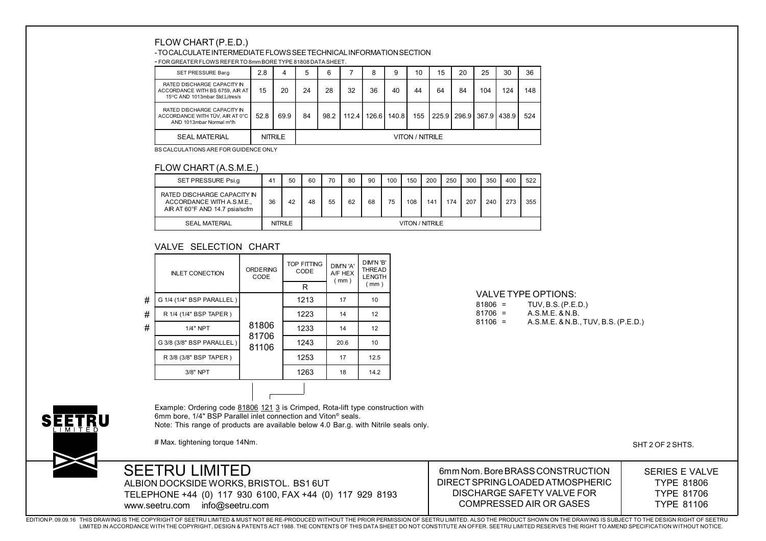## FLOW CHART (P.E.D.)

- TO CALCULATE INTERMEDIATE FLOWS SEE TECHNICAL INFORMATION SECTION
- FOR GREATER FLOWS REFER TO 8mm BORE TYPE 81808 DATA SHEET.

| SET PRESSURE Bar.g | 2.8 | 4 | 5 | 6 | 7 | 8 | 9 | 10 | 15 | 20 | 25 | 30 | 36 |
|---|---|---|---|---|---|---|---|---|---|---|---|---|---|
| RATED DISCHARGE CAPACITY IN ACCORDANCE WITH BS 6759, AIR AT 15°C AND 1013mbar Std.Litres/s | 15 | 20 | 24 | 28 | 32 | 36 | 40 | 44 | 64 | 84 | 104 | 124 | 148 |
| RATED DISCHARGE CAPACITY IN ACCORDANCE WITH TÜV, AIR AT 0°C AND 1013mbar Normal m³/h | 52.8 | 69.9 | 84 | 98.2 | 112.4 | 126.6 | 140.8 | 155 | 225.9 | 296.9 | 367.9 | 438.9 | 524 |
| SEAL MATERIAL | NITRILE | | VITON / NITRILE | | | | | | | | | | |

BS CALCULATIONS ARE FOR GUIDENCE ONLY

## FLOW CHART (A.S.M.E.)

| SET PRESSURE Psi.g | 41 | 50 | 60 | 70 | 80 | 90 | 100 | 150 | 200 | 250 | 300 | 350 | 400 | 522 |
|---|---|---|---|---|---|---|---|---|---|---|---|---|---|---|
| RATED DISCHARGE CAPACITY IN ACCORDANCE WITH A.S.M.E., AIR AT 60°F AND 14.7 psia/scfm | 36 | 42 | 48 | 55 | 62 | 68 | 75 | 108 | 141 | 174 | 207 | 240 | 273 | 355 |
| SEAL MATERIAL | NITRILE | | VITON / NITRILE | | | | | | | | | | | |

## VALVE SELECTION CHART

| | INLET CONECTION | ORDERING CODE | TOP FITTING CODE R | DIM'N 'A' A/F HEX (mm) | DIM'N 'B' THREAD LENGTH (mm) |
|---|---|---|---|---|---|
| # | G 1/4 (1/4" BSP PARALLEL) | 81806 81706 81106 | 1213 | 17 | 10 |
| # | R 1/4 (1/4" BSP TAPER) | | 1223 | 14 | 12 |
| # | 1/4" NPT | | 1233 | 14 | 12 |
| | G 3/8 (3/8" BSP PARALLEL) | | 1243 | 20.6 | 10 |
| | R 3/8 (3/8" BSP TAPER) | | 1253 | 17 | 12.5 |
| | 3/8" NPT | | 1263 | 18 | 14.2 |

Example: Ordering code 81806 121 3 is Crimped, Rota-lift type construction with 6mm bore, 1/4" BSP Parallel inlet connection and Viton® seals.
Note: This range of products are available below 4.0 Bar.g. with Nitrile seals only.

# Max. tightening torque 14Nm.

### VALVE TYPE OPTIONS:

- 81806 = TUV, B.S. (P.E.D.)
- 81706 = A.S.M.E. & N.B.
- 81106 = A.S.M.E. & N.B., TUV, B.S. (P.E.D.)

SEETRU LIMITED

SHT 2 OF 2 SHTS.

**SEETRU LIMITED**
ALBION DOCKSIDE WORKS, BRISTOL. BS1 6UT
TELEPHONE +44 (0) 117 930 6100, FAX +44 (0) 117 929 8193
www.seetru.com info@seetru.com

6mm Nom. Bore BRASS CONSTRUCTION DIRECT SPRING LOADED ATMOSPHERIC DISCHARGE SAFETY VALVE FOR COMPRESSED AIR OR GASES

SERIES E VALVE
TYPE 81806
TYPE 81706
TYPE 81106

EDITION P. 09.09.16 THIS DRAWING IS THE COPYRIGHT OF SEETRU LIMITED & MUST NOT BE RE-PRODUCED WITHOUT THE PRIOR PERMISSION OF SEETRU LIMITED. ALSO THE PRODUCT SHOWN ON THE DRAWING IS SUBJECT TO THE DESIGN RIGHT OF SEETRU LIMITED IN ACCORDANCE WITH THE COPYRIGHT, DESIGN & PATENTS ACT 1988. THE CONTENTS OF THIS DATA SHEET DO NOT CONSTITUTE AN OFFER. SEETRU LIMITED RESERVES THE RIGHT TO AMEND SPECIFICATION WITHOUT NOTICE.